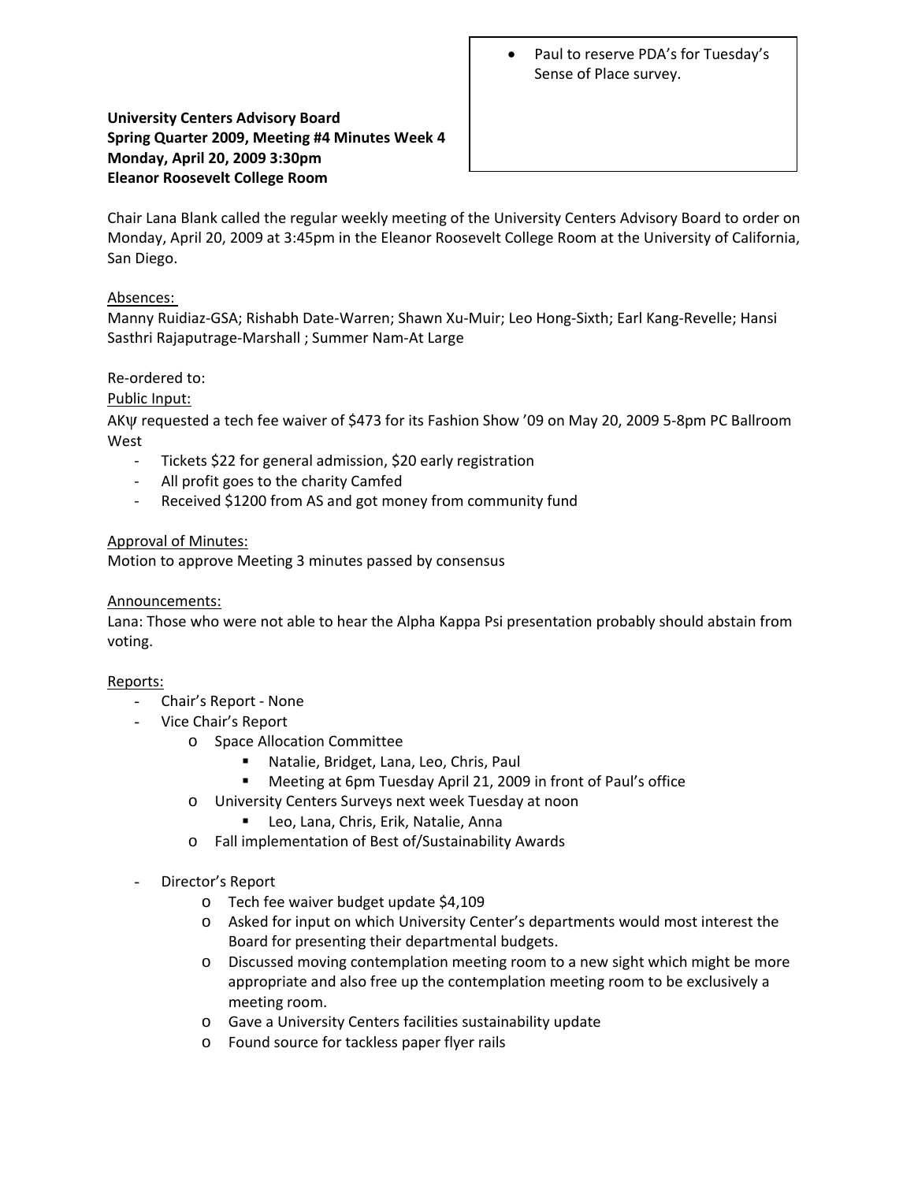- Paul to reserve PDA's for Tuesday's Sense of Place survey.

**University Centers Advisory Board**
**Spring Quarter 2009, Meeting #4 Minutes Week 4**
**Monday, April 20, 2009 3:30pm**
**Eleanor Roosevelt College Room**

Chair Lana Blank called the regular weekly meeting of the University Centers Advisory Board to order on Monday, April 20, 2009 at 3:45pm in the Eleanor Roosevelt College Room at the University of California, San Diego.

<u>Absences:</u>
Manny Ruidiaz-GSA; Rishabh Date-Warren; Shawn Xu-Muir; Leo Hong-Sixth; Earl Kang-Revelle; Hansi Sasthri Rajaputrage-Marshall ; Summer Nam-At Large

Re-ordered to:
<u>Public Input:</u>
AKψ requested a tech fee waiver of $473 for its Fashion Show '09 on May 20, 2009 5-8pm PC Ballroom West

- Tickets $22 for general admission, $20 early registration
- All profit goes to the charity Camfed
- Received $1200 from AS and got money from community fund

<u>Approval of Minutes:</u>
Motion to approve Meeting 3 minutes passed by consensus

<u>Announcements:</u>
Lana: Those who were not able to hear the Alpha Kappa Psi presentation probably should abstain from voting.

<u>Reports:</u>

- Chair's Report - None
- Vice Chair's Report
  - Space Allocation Committee
    - Natalie, Bridget, Lana, Leo, Chris, Paul
    - Meeting at 6pm Tuesday April 21, 2009 in front of Paul's office
  - University Centers Surveys next week Tuesday at noon
    - Leo, Lana, Chris, Erik, Natalie, Anna
  - Fall implementation of Best of/Sustainability Awards

- Director's Report
  - Tech fee waiver budget update $4,109
  - Asked for input on which University Center's departments would most interest the Board for presenting their departmental budgets.
  - Discussed moving contemplation meeting room to a new sight which might be more appropriate and also free up the contemplation meeting room to be exclusively a meeting room.
  - Gave a University Centers facilities sustainability update
  - Found source for tackless paper flyer rails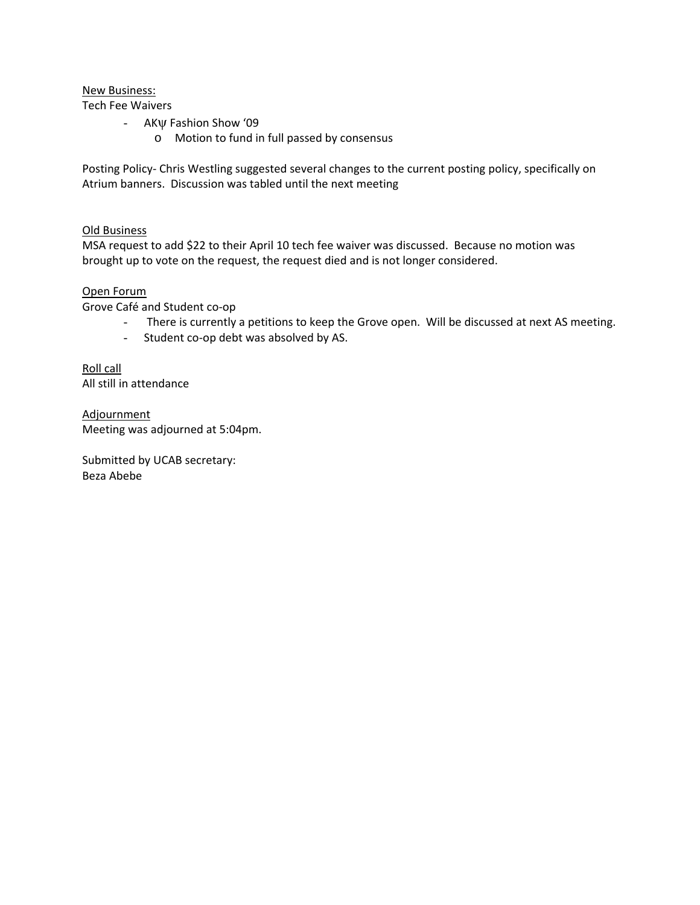New Business:

Tech Fee Waivers

- AKψ Fashion Show '09
  - Motion to fund in full passed by consensus

Posting Policy- Chris Westling suggested several changes to the current posting policy, specifically on Atrium banners. Discussion was tabled until the next meeting

Old Business

MSA request to add $22 to their April 10 tech fee waiver was discussed. Because no motion was brought up to vote on the request, the request died and is not longer considered.

Open Forum

Grove Café and Student co-op

- There is currently a petitions to keep the Grove open. Will be discussed at next AS meeting.
- Student co-op debt was absolved by AS.

Roll call

All still in attendance

Adjournment

Meeting was adjourned at 5:04pm.

Submitted by UCAB secretary:
Beza Abebe